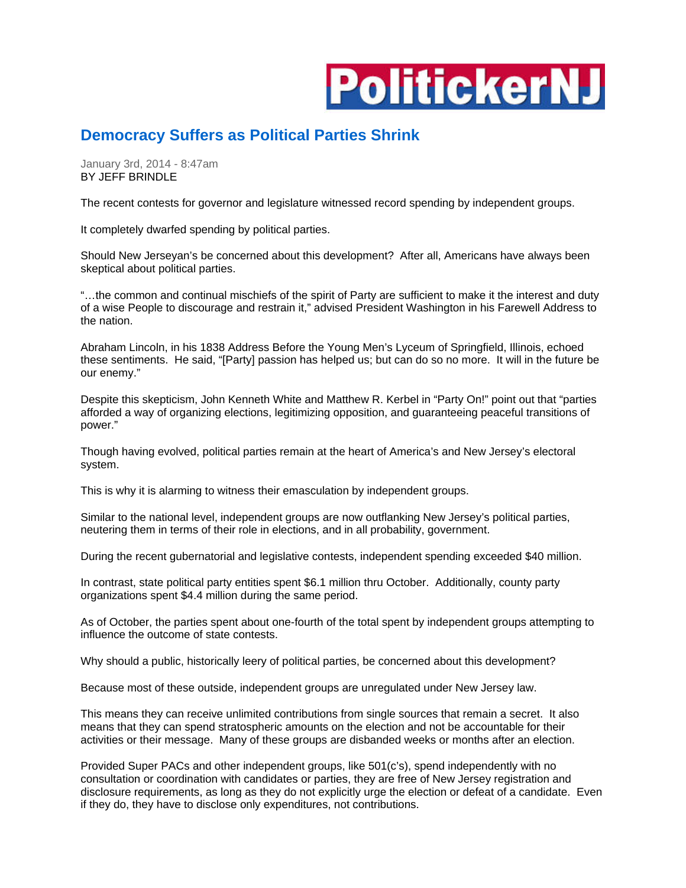PolitickerNJ

# Democracy Suffers as Political Parties Shrink

January 3rd, 2014 - 8:47am
BY JEFF BRINDLE

The recent contests for governor and legislature witnessed record spending by independent groups.

It completely dwarfed spending by political parties.

Should New Jerseyan's be concerned about this development? After all, Americans have always been skeptical about political parties.

"…the common and continual mischiefs of the spirit of Party are sufficient to make it the interest and duty of a wise People to discourage and restrain it," advised President Washington in his Farewell Address to the nation.

Abraham Lincoln, in his 1838 Address Before the Young Men's Lyceum of Springfield, Illinois, echoed these sentiments. He said, "[Party] passion has helped us; but can do so no more. It will in the future be our enemy."

Despite this skepticism, John Kenneth White and Matthew R. Kerbel in "Party On!" point out that "parties afforded a way of organizing elections, legitimizing opposition, and guaranteeing peaceful transitions of power."

Though having evolved, political parties remain at the heart of America's and New Jersey's electoral system.

This is why it is alarming to witness their emasculation by independent groups.

Similar to the national level, independent groups are now outflanking New Jersey's political parties, neutering them in terms of their role in elections, and in all probability, government.

During the recent gubernatorial and legislative contests, independent spending exceeded $40 million.

In contrast, state political party entities spent $6.1 million thru October. Additionally, county party organizations spent $4.4 million during the same period.

As of October, the parties spent about one-fourth of the total spent by independent groups attempting to influence the outcome of state contests.

Why should a public, historically leery of political parties, be concerned about this development?

Because most of these outside, independent groups are unregulated under New Jersey law.

This means they can receive unlimited contributions from single sources that remain a secret. It also means that they can spend stratospheric amounts on the election and not be accountable for their activities or their message. Many of these groups are disbanded weeks or months after an election.

Provided Super PACs and other independent groups, like 501(c's), spend independently with no consultation or coordination with candidates or parties, they are free of New Jersey registration and disclosure requirements, as long as they do not explicitly urge the election or defeat of a candidate. Even if they do, they have to disclose only expenditures, not contributions.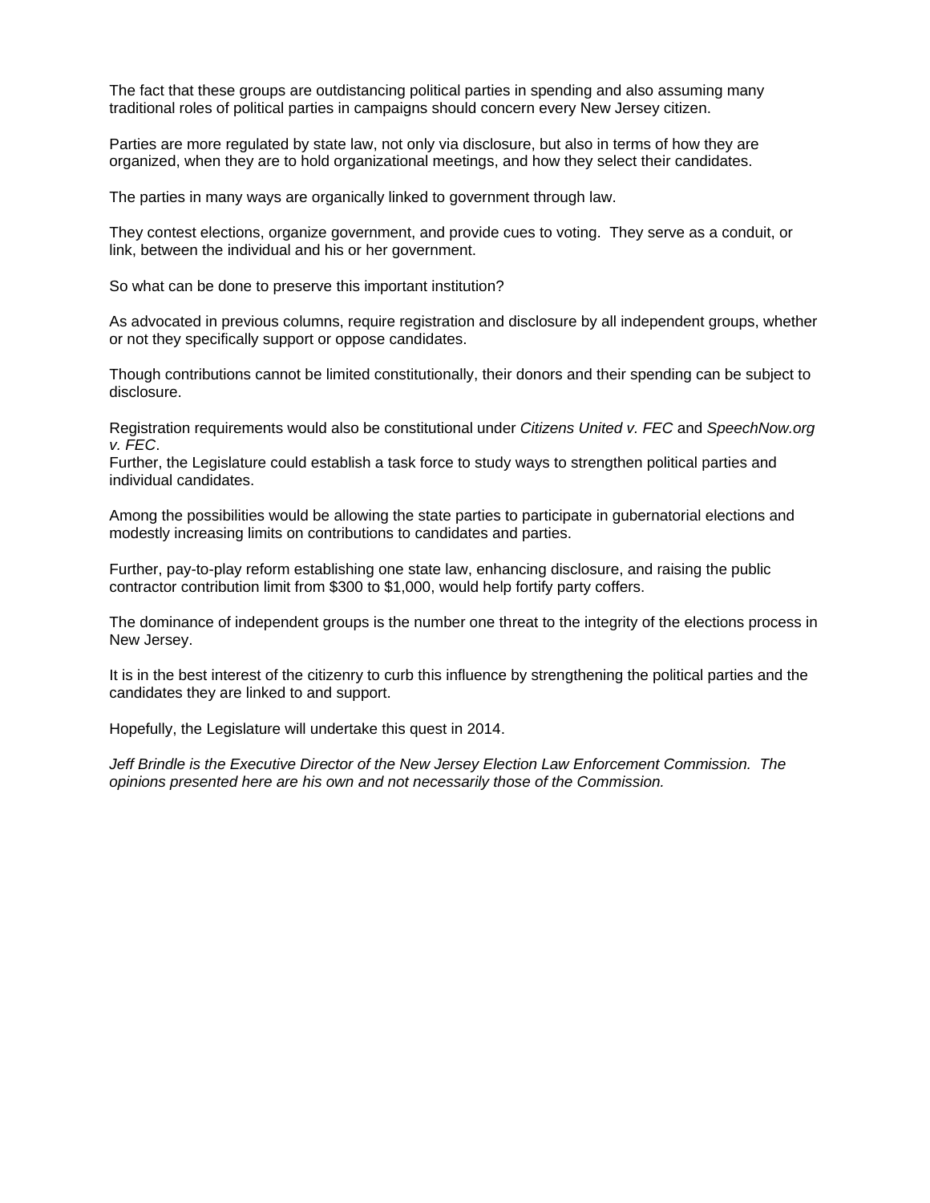The fact that these groups are outdistancing political parties in spending and also assuming many traditional roles of political parties in campaigns should concern every New Jersey citizen.

Parties are more regulated by state law, not only via disclosure, but also in terms of how they are organized, when they are to hold organizational meetings, and how they select their candidates.

The parties in many ways are organically linked to government through law.

They contest elections, organize government, and provide cues to voting. They serve as a conduit, or link, between the individual and his or her government.

So what can be done to preserve this important institution?

As advocated in previous columns, require registration and disclosure by all independent groups, whether or not they specifically support or oppose candidates.

Though contributions cannot be limited constitutionally, their donors and their spending can be subject to disclosure.

Registration requirements would also be constitutional under *Citizens United v. FEC* and *SpeechNow.org v. FEC*.
Further, the Legislature could establish a task force to study ways to strengthen political parties and individual candidates.

Among the possibilities would be allowing the state parties to participate in gubernatorial elections and modestly increasing limits on contributions to candidates and parties.

Further, pay-to-play reform establishing one state law, enhancing disclosure, and raising the public contractor contribution limit from $300 to $1,000, would help fortify party coffers.

The dominance of independent groups is the number one threat to the integrity of the elections process in New Jersey.

It is in the best interest of the citizenry to curb this influence by strengthening the political parties and the candidates they are linked to and support.

Hopefully, the Legislature will undertake this quest in 2014.

*Jeff Brindle is the Executive Director of the New Jersey Election Law Enforcement Commission. The opinions presented here are his own and not necessarily those of the Commission.*